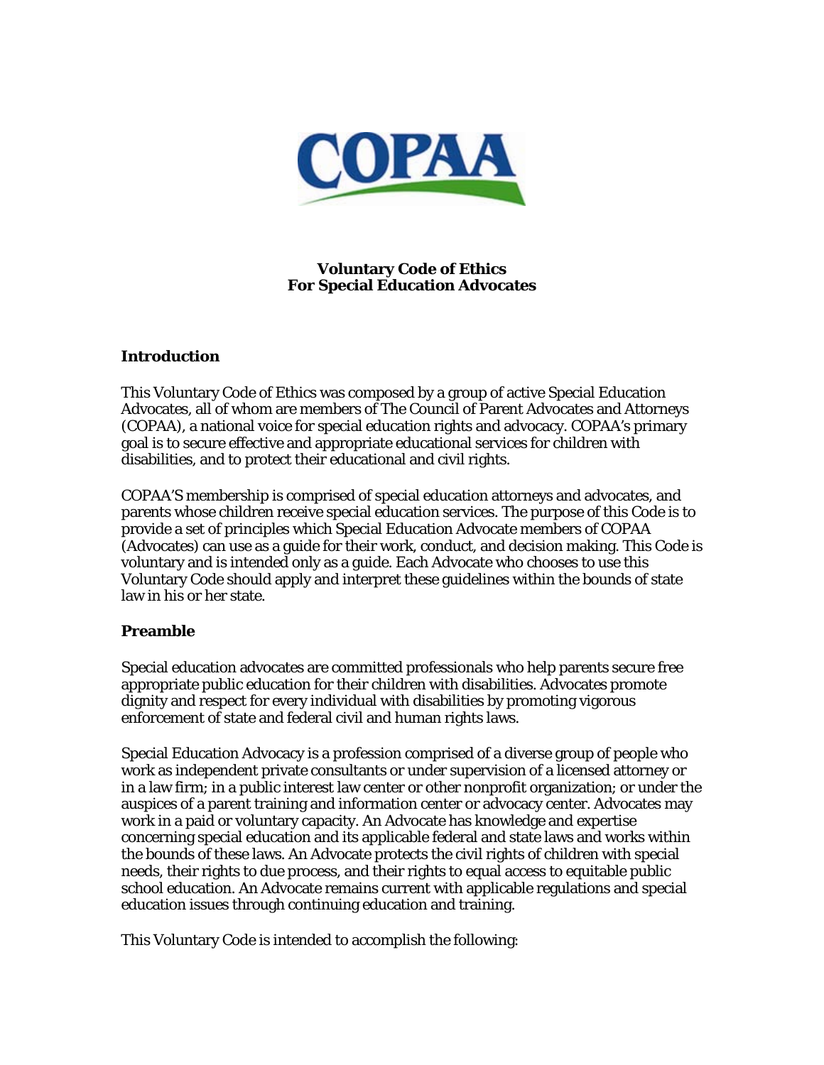COPAA

**Voluntary Code of Ethics**
**For Special Education Advocates**

## Introduction

This Voluntary Code of Ethics was composed by a group of active Special Education Advocates, all of whom are members of The Council of Parent Advocates and Attorneys (COPAA), a national voice for special education rights and advocacy. COPAA's primary goal is to secure effective and appropriate educational services for children with disabilities, and to protect their educational and civil rights.

COPAA'S membership is comprised of special education attorneys and advocates, and parents whose children receive special education services. The purpose of this Code is to provide a set of principles which Special Education Advocate members of COPAA (Advocates) can use as a guide for their work, conduct, and decision making. This Code is voluntary and is intended only as a guide. Each Advocate who chooses to use this Voluntary Code should apply and interpret these guidelines within the bounds of state law in his or her state.

## Preamble

Special education advocates are committed professionals who help parents secure free appropriate public education for their children with disabilities. Advocates promote dignity and respect for every individual with disabilities by promoting vigorous enforcement of state and federal civil and human rights laws.

Special Education Advocacy is a profession comprised of a diverse group of people who work as independent private consultants or under supervision of a licensed attorney or in a law firm; in a public interest law center or other nonprofit organization; or under the auspices of a parent training and information center or advocacy center. Advocates may work in a paid or voluntary capacity. An Advocate has knowledge and expertise concerning special education and its applicable federal and state laws and works within the bounds of these laws. An Advocate protects the civil rights of children with special needs, their rights to due process, and their rights to equal access to equitable public school education. An Advocate remains current with applicable regulations and special education issues through continuing education and training.

This Voluntary Code is intended to accomplish the following: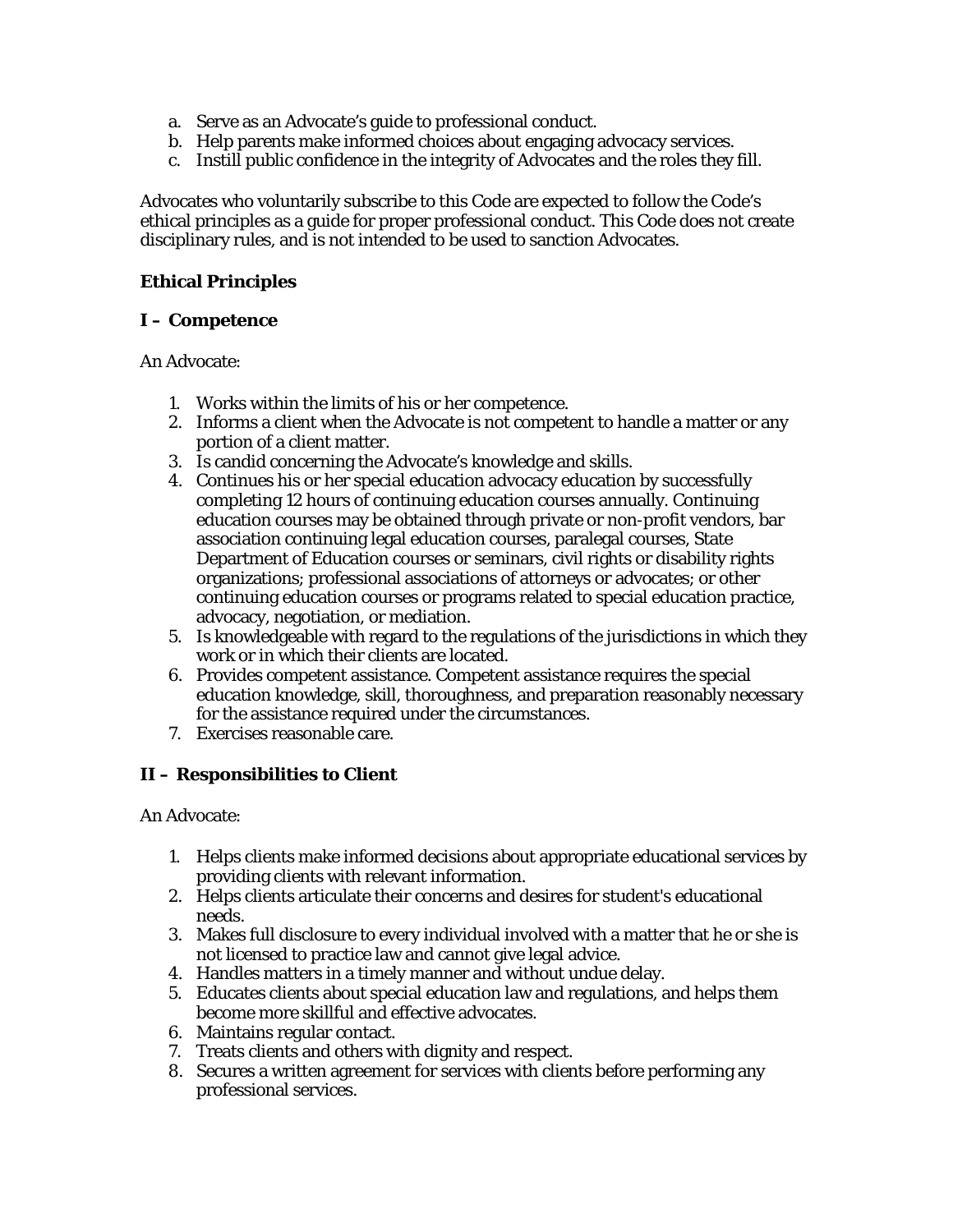a. Serve as an Advocate's guide to professional conduct.
b. Help parents make informed choices about engaging advocacy services.
c. Instill public confidence in the integrity of Advocates and the roles they fill.

Advocates who voluntarily subscribe to this Code are expected to follow the Code's ethical principles as a guide for proper professional conduct. This Code does not create disciplinary rules, and is not intended to be used to sanction Advocates.

**Ethical Principles**

**I – Competence**

An Advocate:

1. Works within the limits of his or her competence.
2. Informs a client when the Advocate is not competent to handle a matter or any portion of a client matter.
3. Is candid concerning the Advocate's knowledge and skills.
4. Continues his or her special education advocacy education by successfully completing 12 hours of continuing education courses annually. Continuing education courses may be obtained through private or non-profit vendors, bar association continuing legal education courses, paralegal courses, State Department of Education courses or seminars, civil rights or disability rights organizations; professional associations of attorneys or advocates; or other continuing education courses or programs related to special education practice, advocacy, negotiation, or mediation.
5. Is knowledgeable with regard to the regulations of the jurisdictions in which they work or in which their clients are located.
6. Provides competent assistance. Competent assistance requires the special education knowledge, skill, thoroughness, and preparation reasonably necessary for the assistance required under the circumstances.
7. Exercises reasonable care.

**II – Responsibilities to Client**

An Advocate:

1. Helps clients make informed decisions about appropriate educational services by providing clients with relevant information.
2. Helps clients articulate their concerns and desires for student's educational needs.
3. Makes full disclosure to every individual involved with a matter that he or she is not licensed to practice law and cannot give legal advice.
4. Handles matters in a timely manner and without undue delay.
5. Educates clients about special education law and regulations, and helps them become more skillful and effective advocates.
6. Maintains regular contact.
7. Treats clients and others with dignity and respect.
8. Secures a written agreement for services with clients before performing any professional services.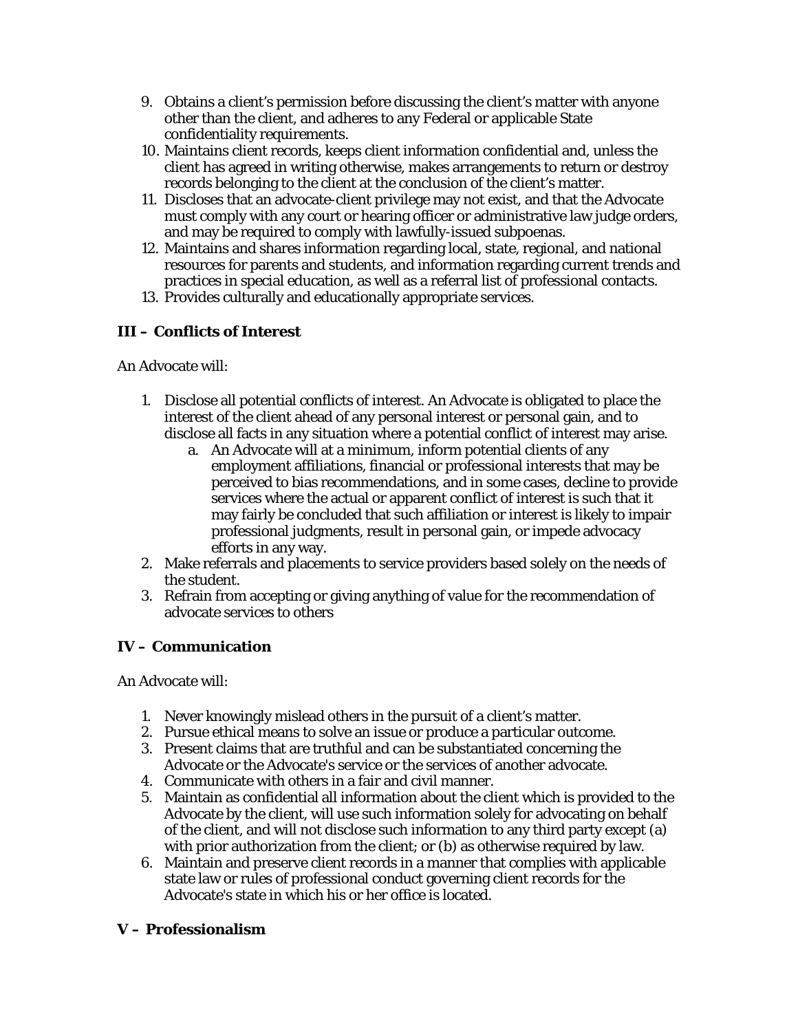9. Obtains a client's permission before discussing the client's matter with anyone other than the client, and adheres to any Federal or applicable State confidentiality requirements.
10. Maintains client records, keeps client information confidential and, unless the client has agreed in writing otherwise, makes arrangements to return or destroy records belonging to the client at the conclusion of the client's matter.
11. Discloses that an advocate-client privilege may not exist, and that the Advocate must comply with any court or hearing officer or administrative law judge orders, and may be required to comply with lawfully-issued subpoenas.
12. Maintains and shares information regarding local, state, regional, and national resources for parents and students, and information regarding current trends and practices in special education, as well as a referral list of professional contacts.
13. Provides culturally and educationally appropriate services.

**III – Conflicts of Interest**

An Advocate will:

1. Disclose all potential conflicts of interest. An Advocate is obligated to place the interest of the client ahead of any personal interest or personal gain, and to disclose all facts in any situation where a potential conflict of interest may arise.
    a. An Advocate will at a minimum, inform potential clients of any employment affiliations, financial or professional interests that may be perceived to bias recommendations, and in some cases, decline to provide services where the actual or apparent conflict of interest is such that it may fairly be concluded that such affiliation or interest is likely to impair professional judgments, result in personal gain, or impede advocacy efforts in any way.
2. Make referrals and placements to service providers based solely on the needs of the student.
3. Refrain from accepting or giving anything of value for the recommendation of advocate services to others

**IV – Communication**

An Advocate will:

1. Never knowingly mislead others in the pursuit of a client's matter.
2. Pursue ethical means to solve an issue or produce a particular outcome.
3. Present claims that are truthful and can be substantiated concerning the Advocate or the Advocate's service or the services of another advocate.
4. Communicate with others in a fair and civil manner.
5. Maintain as confidential all information about the client which is provided to the Advocate by the client, will use such information solely for advocating on behalf of the client, and will not disclose such information to any third party except (a) with prior authorization from the client; or (b) as otherwise required by law.
6. Maintain and preserve client records in a manner that complies with applicable state law or rules of professional conduct governing client records for the Advocate's state in which his or her office is located.

**V – Professionalism**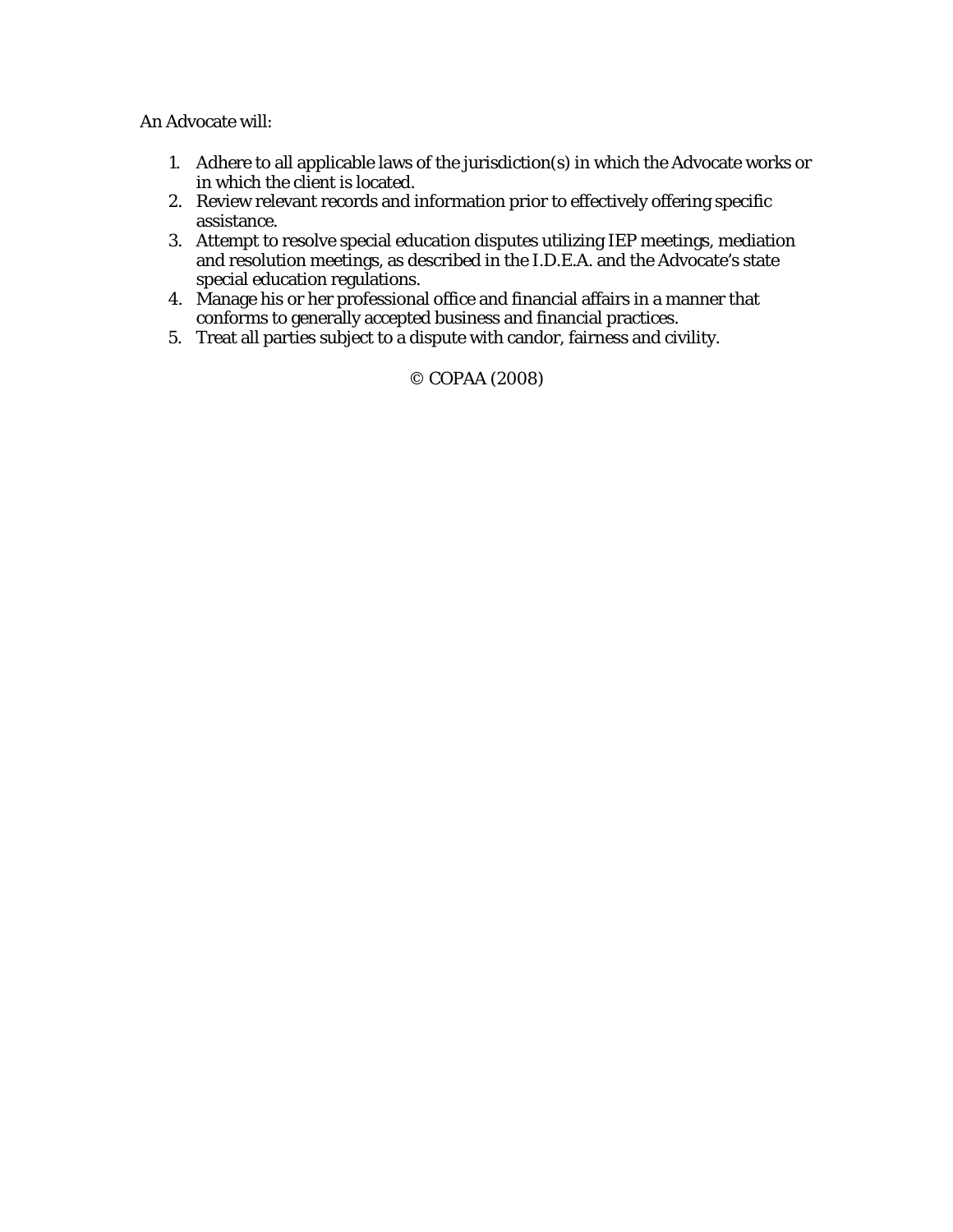An Advocate will:

1. Adhere to all applicable laws of the jurisdiction(s) in which the Advocate works or in which the client is located.
2. Review relevant records and information prior to effectively offering specific assistance.
3. Attempt to resolve special education disputes utilizing IEP meetings, mediation and resolution meetings, as described in the I.D.E.A. and the Advocate's state special education regulations.
4. Manage his or her professional office and financial affairs in a manner that conforms to generally accepted business and financial practices.
5. Treat all parties subject to a dispute with candor, fairness and civility.

© COPAA (2008)